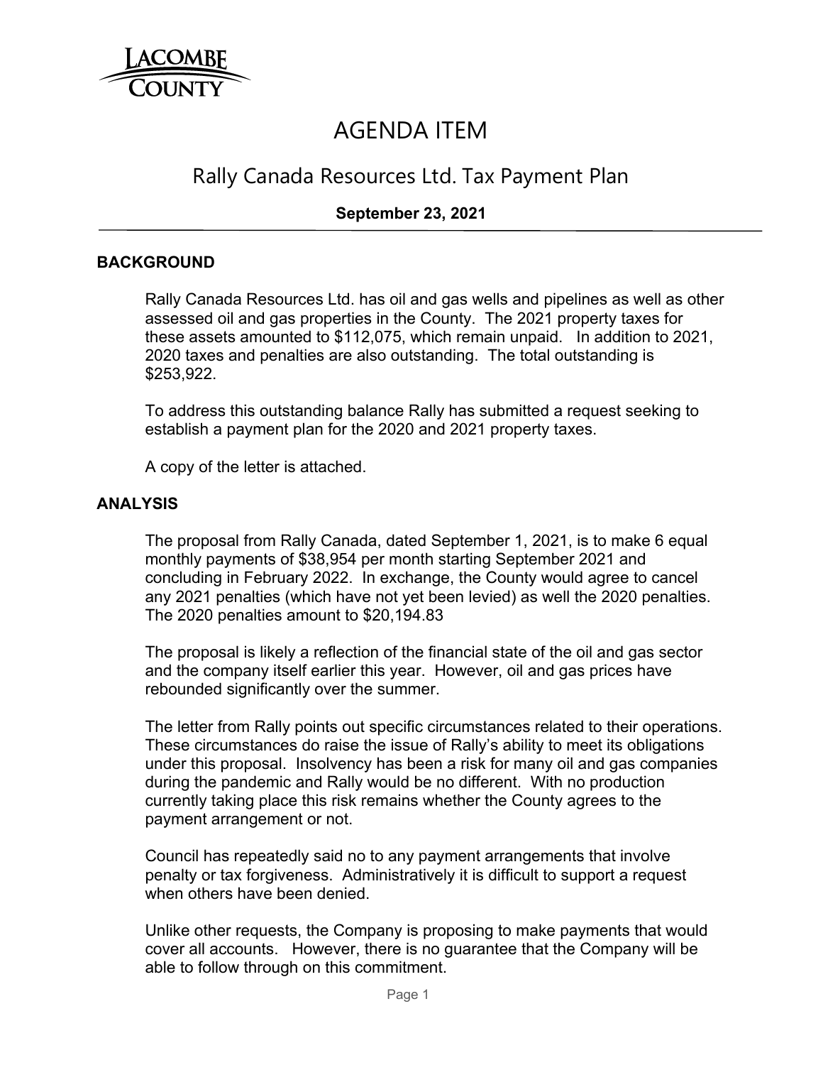LACOMBE COUNTY

# AGENDA ITEM

## Rally Canada Resources Ltd. Tax Payment Plan

**September 23, 2021**

### BACKGROUND

Rally Canada Resources Ltd. has oil and gas wells and pipelines as well as other assessed oil and gas properties in the County. The 2021 property taxes for these assets amounted to $112,075, which remain unpaid. In addition to 2021, 2020 taxes and penalties are also outstanding. The total outstanding is $253,922.

To address this outstanding balance Rally has submitted a request seeking to establish a payment plan for the 2020 and 2021 property taxes.

A copy of the letter is attached.

### ANALYSIS

The proposal from Rally Canada, dated September 1, 2021, is to make 6 equal monthly payments of $38,954 per month starting September 2021 and concluding in February 2022. In exchange, the County would agree to cancel any 2021 penalties (which have not yet been levied) as well the 2020 penalties. The 2020 penalties amount to $20,194.83

The proposal is likely a reflection of the financial state of the oil and gas sector and the company itself earlier this year. However, oil and gas prices have rebounded significantly over the summer.

The letter from Rally points out specific circumstances related to their operations. These circumstances do raise the issue of Rally's ability to meet its obligations under this proposal. Insolvency has been a risk for many oil and gas companies during the pandemic and Rally would be no different. With no production currently taking place this risk remains whether the County agrees to the payment arrangement or not.

Council has repeatedly said no to any payment arrangements that involve penalty or tax forgiveness. Administratively it is difficult to support a request when others have been denied.

Unlike other requests, the Company is proposing to make payments that would cover all accounts. However, there is no guarantee that the Company will be able to follow through on this commitment.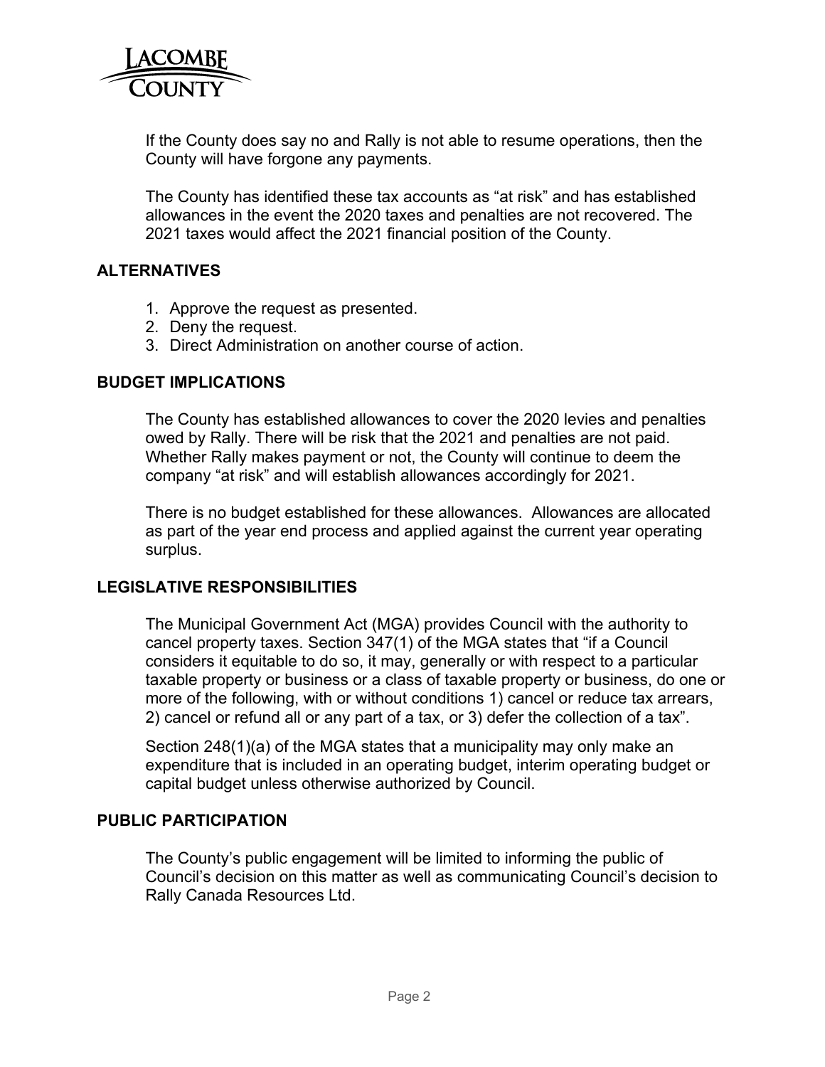If the County does say no and Rally is not able to resume operations, then the County will have forgone any payments.

The County has identified these tax accounts as "at risk" and has established allowances in the event the 2020 taxes and penalties are not recovered. The 2021 taxes would affect the 2021 financial position of the County.

## ALTERNATIVES

1. Approve the request as presented.
2. Deny the request.
3. Direct Administration on another course of action.

## BUDGET IMPLICATIONS

The County has established allowances to cover the 2020 levies and penalties owed by Rally. There will be risk that the 2021 and penalties are not paid. Whether Rally makes payment or not, the County will continue to deem the company "at risk" and will establish allowances accordingly for 2021.

There is no budget established for these allowances. Allowances are allocated as part of the year end process and applied against the current year operating surplus.

## LEGISLATIVE RESPONSIBILITIES

The Municipal Government Act (MGA) provides Council with the authority to cancel property taxes. Section 347(1) of the MGA states that "if a Council considers it equitable to do so, it may, generally or with respect to a particular taxable property or business or a class of taxable property or business, do one or more of the following, with or without conditions 1) cancel or reduce tax arrears, 2) cancel or refund all or any part of a tax, or 3) defer the collection of a tax".

Section 248(1)(a) of the MGA states that a municipality may only make an expenditure that is included in an operating budget, interim operating budget or capital budget unless otherwise authorized by Council.

## PUBLIC PARTICIPATION

The County's public engagement will be limited to informing the public of Council's decision on this matter as well as communicating Council's decision to Rally Canada Resources Ltd.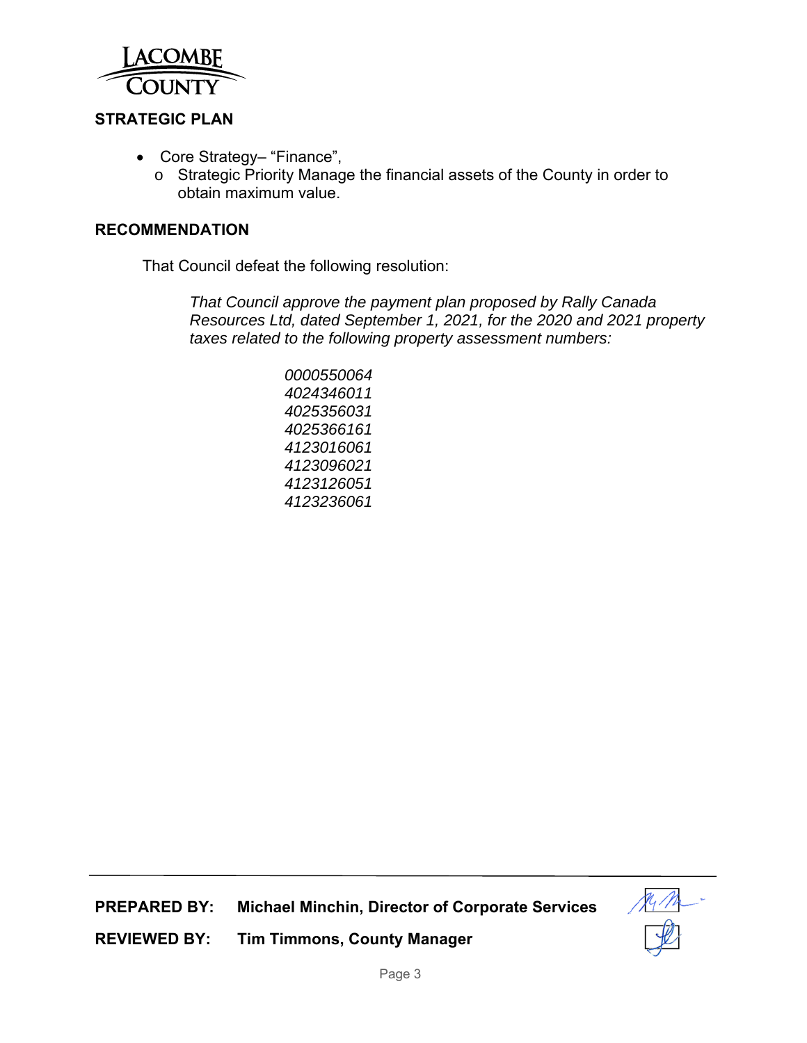LACOMBE COUNTY

## STRATEGIC PLAN

- Core Strategy– "Finance",
  - Strategic Priority Manage the financial assets of the County in order to obtain maximum value.

## RECOMMENDATION

That Council defeat the following resolution:

> *That Council approve the payment plan proposed by Rally Canada Resources Ltd, dated September 1, 2021, for the 2020 and 2021 property taxes related to the following property assessment numbers:*
>
> *0000550064*
> *4024346011*
> *4025356031*
> *4025366161*
> *4123016061*
> *4123096021*
> *4123126051*
> *4123236061*

---

**PREPARED BY:** **Michael Minchin, Director of Corporate Services**

**REVIEWED BY:** **Tim Timmons, County Manager**